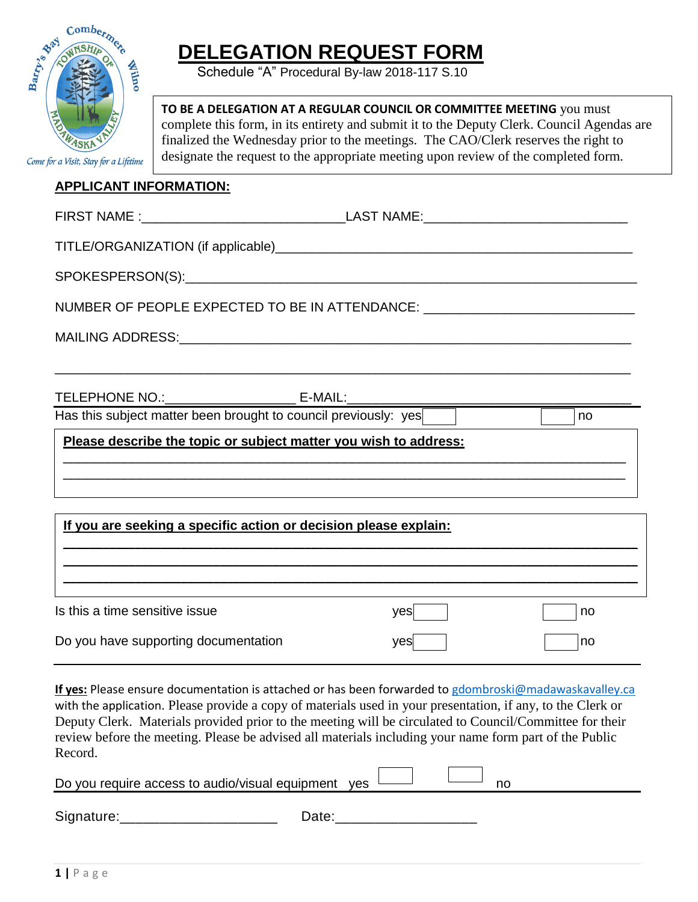# DELEGATION REQUEST FORM

Schedule "A" Procedural By-law 2018-117 S.10

**TO BE A DELEGATION AT A REGULAR COUNCIL OR COMMITTEE MEETING** you must complete this form, in its entirety and submit it to the Deputy Clerk. Council Agendas are finalized the Wednesday prior to the meetings. The CAO/Clerk reserves the right to designate the request to the appropriate meeting upon review of the completed form.

## APPLICANT INFORMATION:

FIRST NAME :____________________________LAST NAME:____________________________

TITLE/ORGANIZATION (if applicable)________________________________________________

SPOKESPERSON(S):______________________________________________________________

NUMBER OF PEOPLE EXPECTED TO BE IN ATTENDANCE: _____________________________

MAILING ADDRESS:______________________________________________________________

_____________________________________________________________________________

TELEPHONE NO.:_________________ E-MAIL:______________________________________

Has this subject matter been brought to council previously: yes ☐ ☐ no

**Please describe the topic or subject matter you wish to address:**

_____________________________________________________________________________

_____________________________________________________________________________

**If you are seeking a specific action or decision please explain:**

_____________________________________________________________________________

_____________________________________________________________________________

_____________________________________________________________________________

Is this a time sensitive issue yes ☐ ☐ no

Do you have supporting documentation yes ☐ ☐ no

**If yes:** Please ensure documentation is attached or has been forwarded to gdombroski@madawaskavalley.ca with the application. Please provide a copy of materials used in your presentation, if any, to the Clerk or Deputy Clerk. Materials provided prior to the meeting will be circulated to Council/Committee for their review before the meeting. Please be advised all materials including your name form part of the Public Record.

Do you require access to audio/visual equipment yes ☐ ☐ no

Signature:____________________ Date:__________________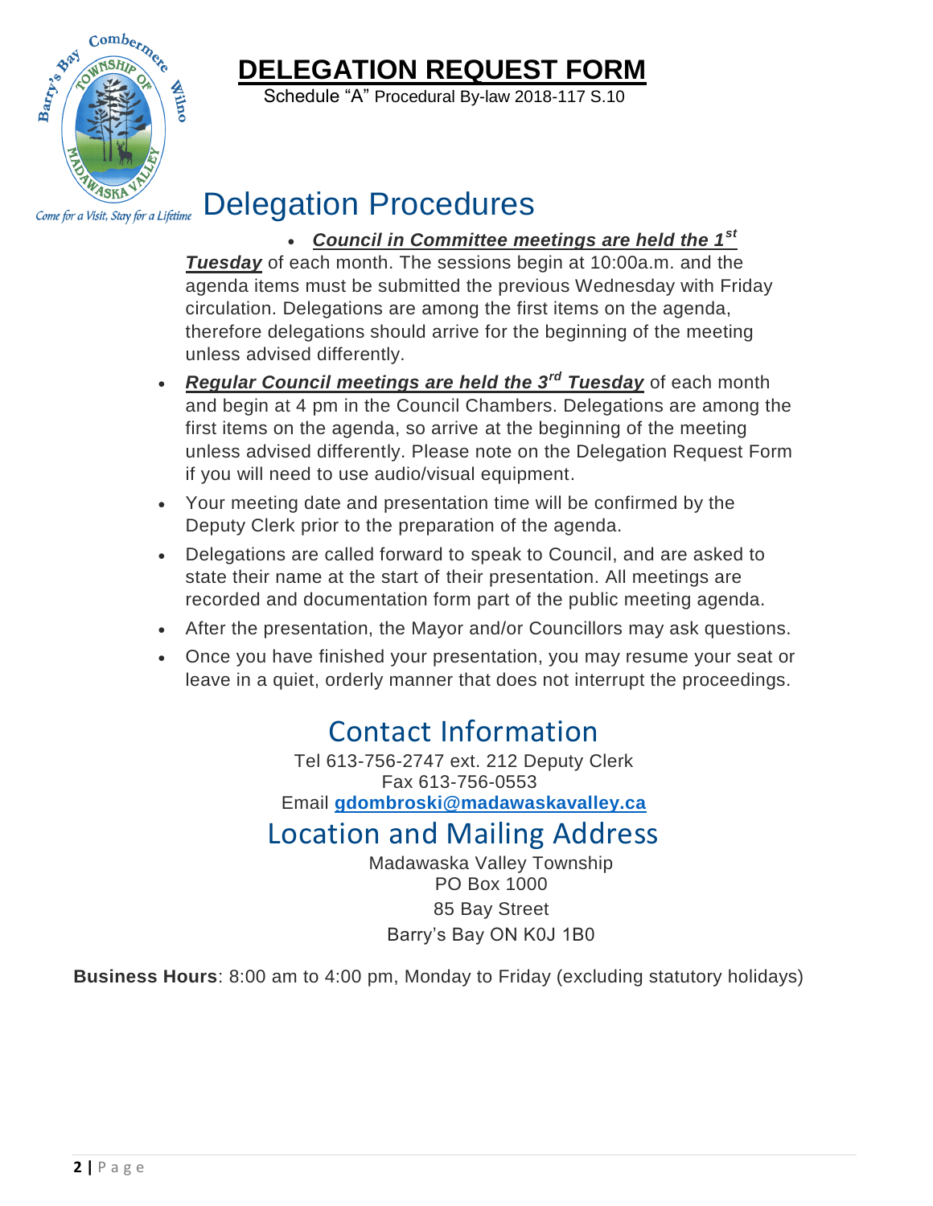# DELEGATION REQUEST FORM

Schedule "A" Procedural By-law 2018-117 S.10

Come for a Visit, Stay for a Lifetime

## Delegation Procedures

- ***Council in Committee meetings are held the 1st Tuesday*** of each month. The sessions begin at 10:00a.m. and the agenda items must be submitted the previous Wednesday with Friday circulation. Delegations are among the first items on the agenda, therefore delegations should arrive for the beginning of the meeting unless advised differently.
- ***Regular Council meetings are held the 3rd Tuesday*** of each month and begin at 4 pm in the Council Chambers. Delegations are among the first items on the agenda, so arrive at the beginning of the meeting unless advised differently. Please note on the Delegation Request Form if you will need to use audio/visual equipment.
- Your meeting date and presentation time will be confirmed by the Deputy Clerk prior to the preparation of the agenda.
- Delegations are called forward to speak to Council, and are asked to state their name at the start of their presentation. All meetings are recorded and documentation form part of the public meeting agenda.
- After the presentation, the Mayor and/or Councillors may ask questions.
- Once you have finished your presentation, you may resume your seat or leave in a quiet, orderly manner that does not interrupt the proceedings.

## Contact Information

Tel 613-756-2747 ext. 212 Deputy Clerk
Fax 613-756-0553
Email **gdombroski@madawaskavalley.ca**

## Location and Mailing Address

Madawaska Valley Township
PO Box 1000
85 Bay Street
Barry's Bay ON K0J 1B0

**Business Hours**: 8:00 am to 4:00 pm, Monday to Friday (excluding statutory holidays)